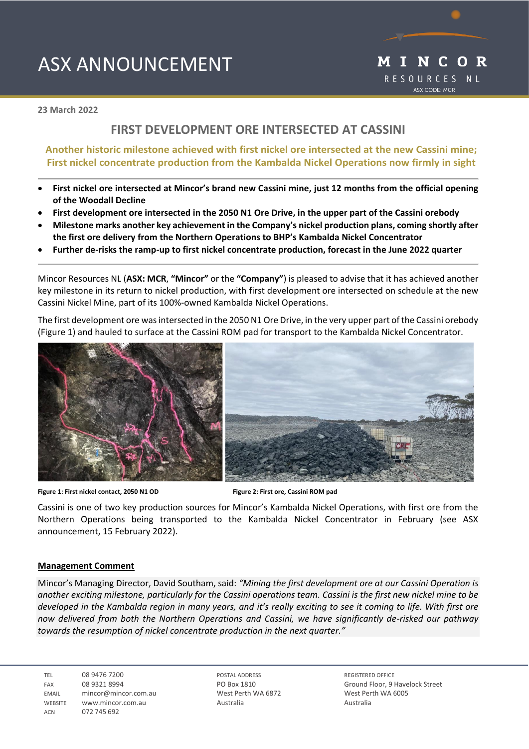# ASX ANNOUNCEMENT

**MINCOR RESOURCES NL**
ASX CODE: MCR

**23 March 2022**

## FIRST DEVELOPMENT ORE INTERSECTED AT CASSINI

### Another historic milestone achieved with first nickel ore intersected at the new Cassini mine; First nickel concentrate production from the Kambalda Nickel Operations now firmly in sight

- **First nickel ore intersected at Mincor's brand new Cassini mine, just 12 months from the official opening of the Woodall Decline**
- **First development ore intersected in the 2050 N1 Ore Drive, in the upper part of the Cassini orebody**
- **Milestone marks another key achievement in the Company's nickel production plans, coming shortly after the first ore delivery from the Northern Operations to BHP's Kambalda Nickel Concentrator**
- **Further de-risks the ramp-up to first nickel concentrate production, forecast in the June 2022 quarter**

Mincor Resources NL (**ASX: MCR**, **"Mincor"** or the **"Company"**) is pleased to advise that it has achieved another key milestone in its return to nickel production, with first development ore intersected on schedule at the new Cassini Nickel Mine, part of its 100%-owned Kambalda Nickel Operations.

The first development ore was intersected in the 2050 N1 Ore Drive, in the very upper part of the Cassini orebody (Figure 1) and hauled to surface at the Cassini ROM pad for transport to the Kambalda Nickel Concentrator.

**Figure 1: First nickel contact, 2050 N1 OD**

**Figure 2: First ore, Cassini ROM pad**

Cassini is one of two key production sources for Mincor's Kambalda Nickel Operations, with first ore from the Northern Operations being transported to the Kambalda Nickel Concentrator in February (see ASX announcement, 15 February 2022).

**Management Comment**

Mincor's Managing Director, David Southam, said: *"Mining the first development ore at our Cassini Operation is another exciting milestone, particularly for the Cassini operations team. Cassini is the first new nickel mine to be developed in the Kambalda region in many years, and it's really exciting to see it coming to life. With first ore now delivered from both the Northern Operations and Cassini, we have significantly de-risked our pathway towards the resumption of nickel concentrate production in the next quarter."*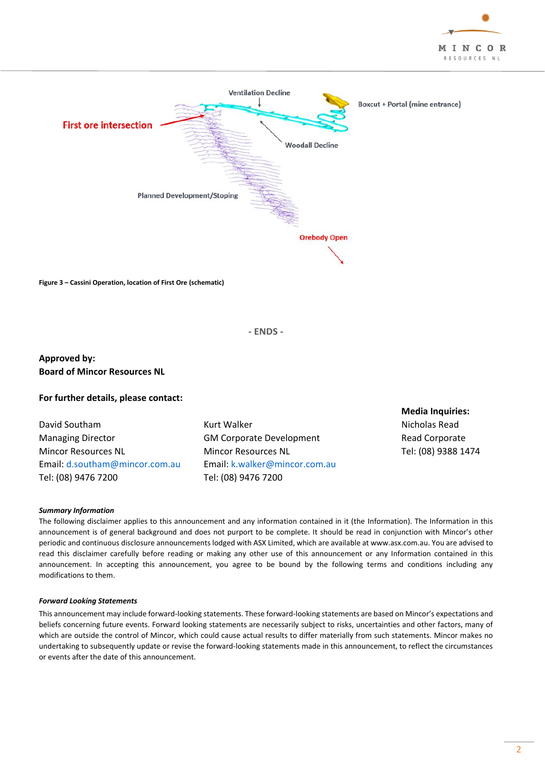Ventilation Decline

First ore intersection

Boxcut + Portal (mine entrance)

Woodall Decline

Planned Development/Stoping

Orebody Open

**Figure 3 – Cassini Operation, location of First Ore (schematic)**

**- ENDS -**

**Approved by:**
**Board of Mincor Resources NL**

**For further details, please contact:**

David Southam
Managing Director
Mincor Resources NL
Email: d.southam@mincor.com.au
Tel: (08) 9476 7200

Kurt Walker
GM Corporate Development
Mincor Resources NL
Email: k.walker@mincor.com.au
Tel: (08) 9476 7200

**Media Inquiries:**
Nicholas Read
Read Corporate
Tel: (08) 9388 1474

***Summary Information***

The following disclaimer applies to this announcement and any information contained in it (the Information). The Information in this announcement is of general background and does not purport to be complete. It should be read in conjunction with Mincor's other periodic and continuous disclosure announcements lodged with ASX Limited, which are available at www.asx.com.au. You are advised to read this disclaimer carefully before reading or making any other use of this announcement or any Information contained in this announcement. In accepting this announcement, you agree to be bound by the following terms and conditions including any modifications to them.

***Forward Looking Statements***

This announcement may include forward-looking statements. These forward-looking statements are based on Mincor's expectations and beliefs concerning future events. Forward looking statements are necessarily subject to risks, uncertainties and other factors, many of which are outside the control of Mincor, which could cause actual results to differ materially from such statements. Mincor makes no undertaking to subsequently update or revise the forward-looking statements made in this announcement, to reflect the circumstances or events after the date of this announcement.